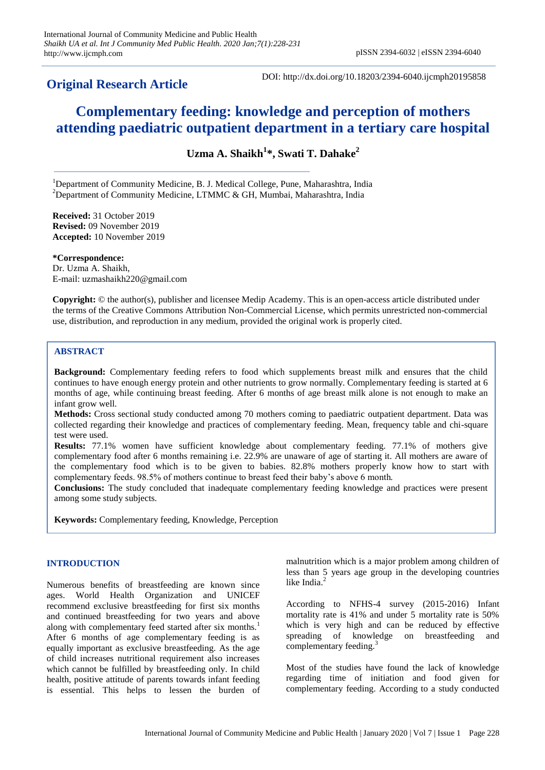**Original Research Article**

DOI: http://dx.doi.org/10.18203/2394-6040.ijcmph20195858

# Complementary feeding: knowledge and perception of mothers attending paediatric outpatient department in a tertiary care hospital

**Uzma A. Shaikh[1]*, Swati T. Dahake[2]**

[1]Department of Community Medicine, B. J. Medical College, Pune, Maharashtra, India
[2]Department of Community Medicine, LTMMC & GH, Mumbai, Maharashtra, India

**Received:** 31 October 2019
**Revised:** 09 November 2019
**Accepted:** 10 November 2019

**\*Correspondence:**
Dr. Uzma A. Shaikh,
E-mail: uzmashaikh220@gmail.com

**Copyright:** © the author(s), publisher and licensee Medip Academy. This is an open-access article distributed under the terms of the Creative Commons Attribution Non-Commercial License, which permits unrestricted non-commercial use, distribution, and reproduction in any medium, provided the original work is properly cited.

## ABSTRACT

**Background:** Complementary feeding refers to food which supplements breast milk and ensures that the child continues to have enough energy protein and other nutrients to grow normally. Complementary feeding is started at 6 months of age, while continuing breast feeding. After 6 months of age breast milk alone is not enough to make an infant grow well.

**Methods:** Cross sectional study conducted among 70 mothers coming to paediatric outpatient department. Data was collected regarding their knowledge and practices of complementary feeding. Mean, frequency table and chi-square test were used.

**Results:** 77.1% women have sufficient knowledge about complementary feeding. 77.1% of mothers give complementary food after 6 months remaining i.e. 22.9% are unaware of age of starting it. All mothers are aware of the complementary food which is to be given to babies. 82.8% mothers properly know how to start with complementary feeds. 98.5% of mothers continue to breast feed their baby's above 6 month.

**Conclusions:** The study concluded that inadequate complementary feeding knowledge and practices were present among some study subjects.

**Keywords:** Complementary feeding, Knowledge, Perception

## INTRODUCTION

Numerous benefits of breastfeeding are known since ages. World Health Organization and UNICEF recommend exclusive breastfeeding for first six months and continued breastfeeding for two years and above along with complementary feed started after six months.[1] After 6 months of age complementary feeding is as equally important as exclusive breastfeeding. As the age of child increases nutritional requirement also increases which cannot be fulfilled by breastfeeding only. In child health, positive attitude of parents towards infant feeding is essential. This helps to lessen the burden of malnutrition which is a major problem among children of less than 5 years age group in the developing countries like India.[2]

According to NFHS-4 survey (2015-2016) Infant mortality rate is 41% and under 5 mortality rate is 50% which is very high and can be reduced by effective spreading of knowledge on breastfeeding and complementary feeding.[3]

Most of the studies have found the lack of knowledge regarding time of initiation and food given for complementary feeding. According to a study conducted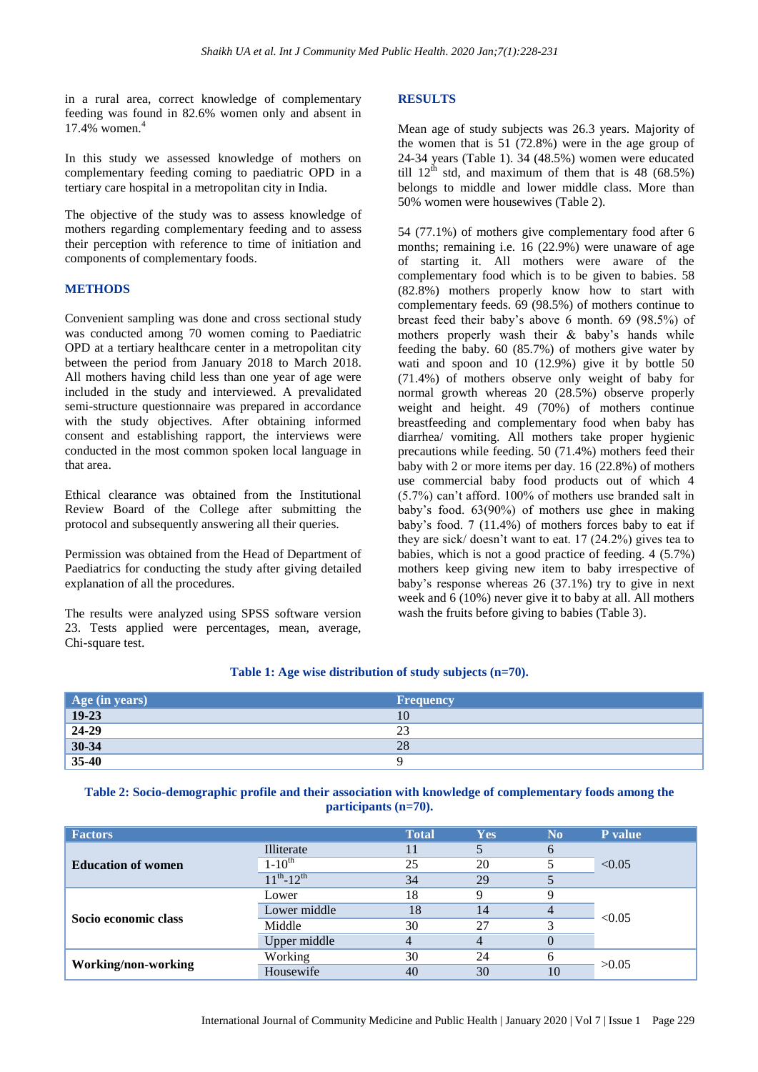in a rural area, correct knowledge of complementary feeding was found in 82.6% women only and absent in 17.4% women.[4]

In this study we assessed knowledge of mothers on complementary feeding coming to paediatric OPD in a tertiary care hospital in a metropolitan city in India.

The objective of the study was to assess knowledge of mothers regarding complementary feeding and to assess their perception with reference to time of initiation and components of complementary foods.

## METHODS

Convenient sampling was done and cross sectional study was conducted among 70 women coming to Paediatric OPD at a tertiary healthcare center in a metropolitan city between the period from January 2018 to March 2018. All mothers having child less than one year of age were included in the study and interviewed. A prevalidated semi-structure questionnaire was prepared in accordance with the study objectives. After obtaining informed consent and establishing rapport, the interviews were conducted in the most common spoken local language in that area.

Ethical clearance was obtained from the Institutional Review Board of the College after submitting the protocol and subsequently answering all their queries.

Permission was obtained from the Head of Department of Paediatrics for conducting the study after giving detailed explanation of all the procedures.

The results were analyzed using SPSS software version 23. Tests applied were percentages, mean, average, Chi-square test.

## RESULTS

Mean age of study subjects was 26.3 years. Majority of the women that is 51 (72.8%) were in the age group of 24-34 years (Table 1). 34 (48.5%) women were educated till 12[th] std, and maximum of them that is 48 (68.5%) belongs to middle and lower middle class. More than 50% women were housewives (Table 2).

54 (77.1%) of mothers give complementary food after 6 months; remaining i.e. 16 (22.9%) were unaware of age of starting it. All mothers were aware of the complementary food which is to be given to babies. 58 (82.8%) mothers properly know how to start with complementary feeds. 69 (98.5%) of mothers continue to breast feed their baby's above 6 month. 69 (98.5%) of mothers properly wash their & baby's hands while feeding the baby. 60 (85.7%) of mothers give water by wati and spoon and 10 (12.9%) give it by bottle 50 (71.4%) of mothers observe only weight of baby for normal growth whereas 20 (28.5%) observe properly weight and height. 49 (70%) of mothers continue breastfeeding and complementary food when baby has diarrhea/ vomiting. All mothers take proper hygienic precautions while feeding. 50 (71.4%) mothers feed their baby with 2 or more items per day. 16 (22.8%) of mothers use commercial baby food products out of which 4 (5.7%) can't afford. 100% of mothers use branded salt in baby's food. 63(90%) of mothers use ghee in making baby's food. 7 (11.4%) of mothers forces baby to eat if they are sick/ doesn't want to eat. 17 (24.2%) gives tea to babies, which is not a good practice of feeding. 4 (5.7%) mothers keep giving new item to baby irrespective of baby's response whereas 26 (37.1%) try to give in next week and 6 (10%) never give it to baby at all. All mothers wash the fruits before giving to babies (Table 3).

**Table 1: Age wise distribution of study subjects (n=70).**

| Age (in years) | Frequency |
|---|---|
| 19-23 | 10 |
| 24-29 | 23 |
| 30-34 | 28 |
| 35-40 | 9 |

**Table 2: Socio-demographic profile and their association with knowledge of complementary foods among the participants (n=70).**

| Factors | | Total | Yes | No | P value |
|---|---|---|---|---|---|
| Education of women | Illiterate | 11 | 5 | 6 | <0.05 |
| | 1-10[th] | 25 | 20 | 5 | |
| | 11[th]-12[th] | 34 | 29 | 5 | |
| Socio economic class | Lower | 18 | 9 | 9 | <0.05 |
| | Lower middle | 18 | 14 | 4 | |
| | Middle | 30 | 27 | 3 | |
| | Upper middle | 4 | 4 | 0 | |
| Working/non-working | Working | 30 | 24 | 6 | >0.05 |
| | Housewife | 40 | 30 | 10 | |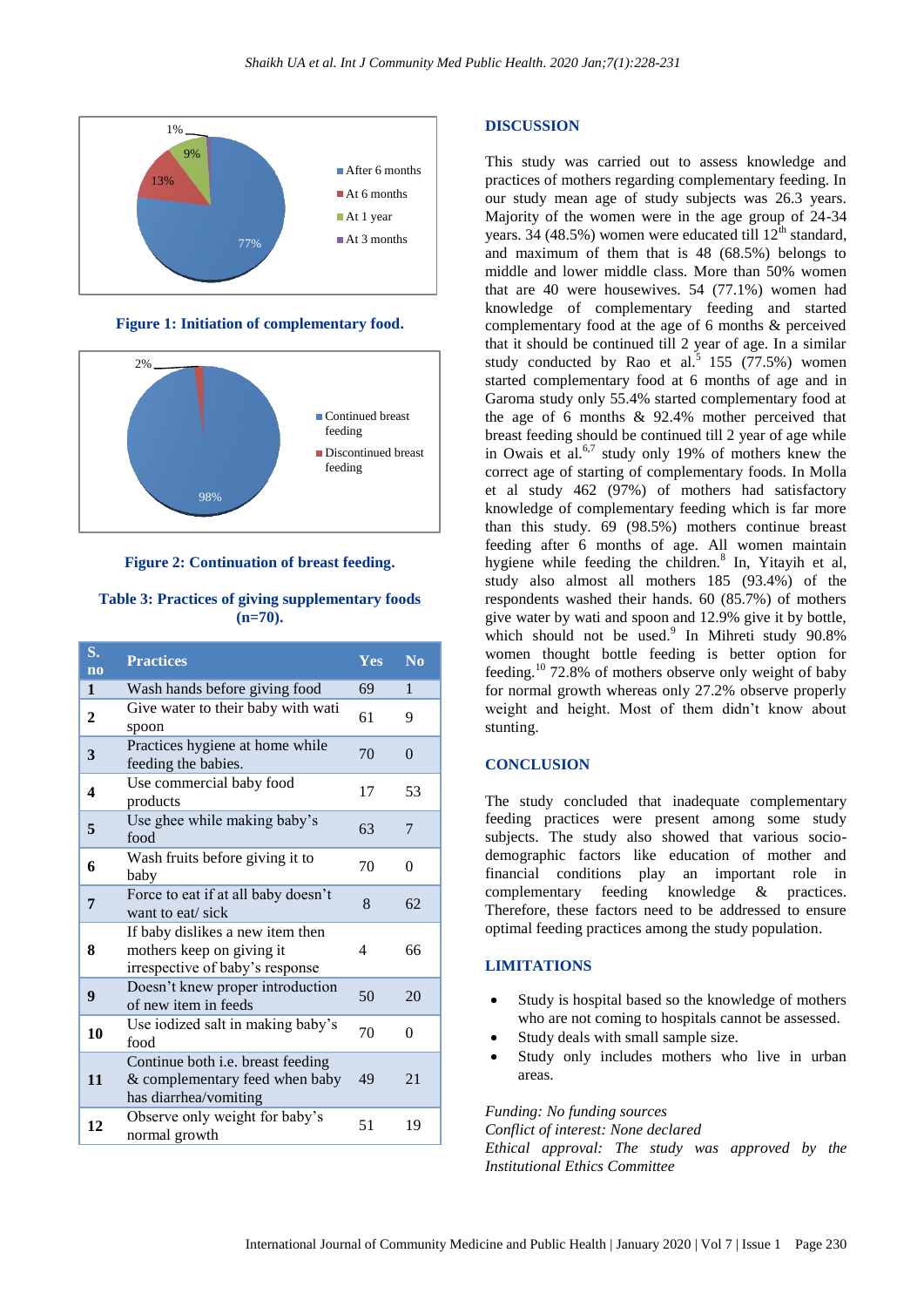Figure 1: Initiation of complementary food.

Figure 2: Continuation of breast feeding.

**Table 3: Practices of giving supplementary foods (n=70).**

| S. no | Practices | Yes | No |
|---|---|---|---|
| 1 | Wash hands before giving food | 69 | 1 |
| 2 | Give water to their baby with wati spoon | 61 | 9 |
| 3 | Practices hygiene at home while feeding the babies. | 70 | 0 |
| 4 | Use commercial baby food products | 17 | 53 |
| 5 | Use ghee while making baby's food | 63 | 7 |
| 6 | Wash fruits before giving it to baby | 70 | 0 |
| 7 | Force to eat if at all baby doesn't want to eat/ sick | 8 | 62 |
| 8 | If baby dislikes a new item then mothers keep on giving it irrespective of baby's response | 4 | 66 |
| 9 | Doesn't knew proper introduction of new item in feeds | 50 | 20 |
| 10 | Use iodized salt in making baby's food | 70 | 0 |
| 11 | Continue both i.e. breast feeding & complementary feed when baby has diarrhea/vomiting | 49 | 21 |
| 12 | Observe only weight for baby's normal growth | 51 | 19 |

## DISCUSSION

This study was carried out to assess knowledge and practices of mothers regarding complementary feeding. In our study mean age of study subjects was 26.3 years. Majority of the women were in the age group of 24-34 years. 34 (48.5%) women were educated till 12th standard, and maximum of them that is 48 (68.5%) belongs to middle and lower middle class. More than 50% women that are 40 were housewives. 54 (77.1%) women had knowledge of complementary feeding and started complementary food at the age of 6 months & perceived that it should be continued till 2 year of age. In a similar study conducted by Rao et al.[5] 155 (77.5%) women started complementary food at 6 months of age and in Garoma study only 55.4% started complementary food at the age of 6 months & 92.4% mother perceived that breast feeding should be continued till 2 year of age while in Owais et al.[6,7] study only 19% of mothers knew the correct age of starting of complementary foods. In Molla et al study 462 (97%) of mothers had satisfactory knowledge of complementary feeding which is far more than this study. 69 (98.5%) mothers continue breast feeding after 6 months of age. All women maintain hygiene while feeding the children.[8] In, Yitayih et al, study also almost all mothers 185 (93.4%) of the respondents washed their hands. 60 (85.7%) of mothers give water by wati and spoon and 12.9% give it by bottle, which should not be used.[9] In Mihreti study 90.8% women thought bottle feeding is better option for feeding.[10] 72.8% of mothers observe only weight of baby for normal growth whereas only 27.2% observe properly weight and height. Most of them didn't know about stunting.

## CONCLUSION

The study concluded that inadequate complementary feeding practices were present among some study subjects. The study also showed that various socio-demographic factors like education of mother and financial conditions play an important role in complementary feeding knowledge & practices. Therefore, these factors need to be addressed to ensure optimal feeding practices among the study population.

## LIMITATIONS

- Study is hospital based so the knowledge of mothers who are not coming to hospitals cannot be assessed.
- Study deals with small sample size.
- Study only includes mothers who live in urban areas.

*Funding: No funding sources*
*Conflict of interest: None declared*
*Ethical approval: The study was approved by the Institutional Ethics Committee*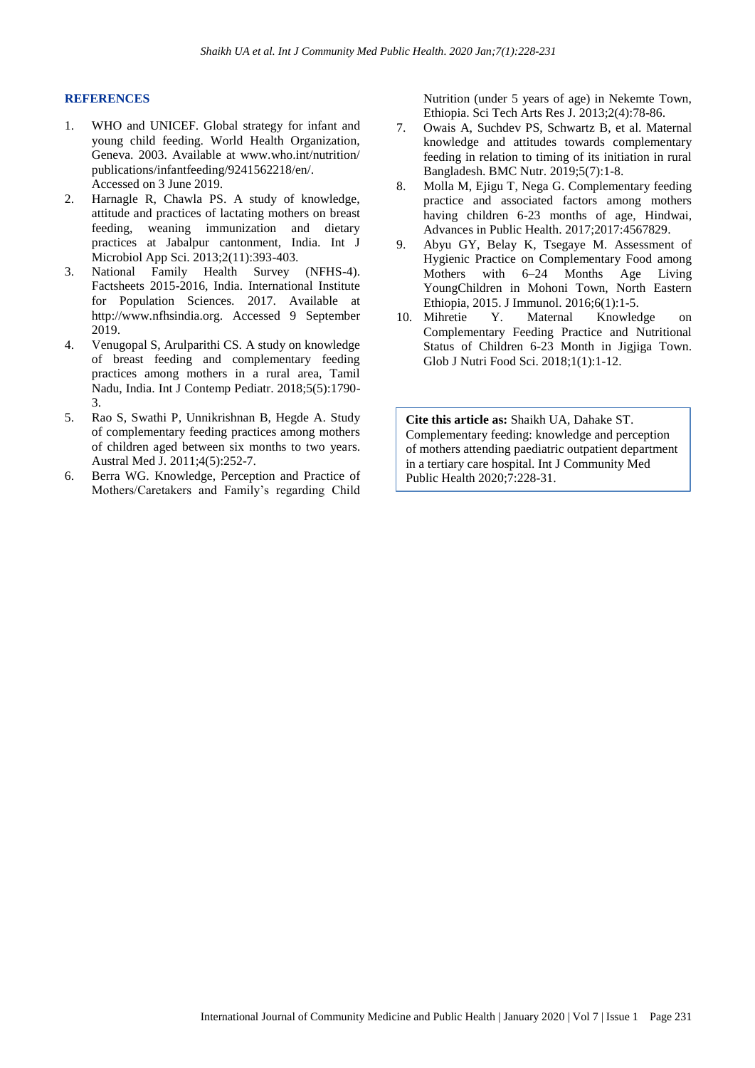## REFERENCES

1. WHO and UNICEF. Global strategy for infant and young child feeding. World Health Organization, Geneva. 2003. Available at www.who.int/nutrition/publications/infantfeeding/9241562218/en/. Accessed on 3 June 2019.
2. Harnagle R, Chawla PS. A study of knowledge, attitude and practices of lactating mothers on breast feeding, weaning immunization and dietary practices at Jabalpur cantonment, India. Int J Microbiol App Sci. 2013;2(11):393-403.
3. National Family Health Survey (NFHS-4). Factsheets 2015-2016, India. International Institute for Population Sciences. 2017. Available at http://www.nfhsindia.org. Accessed 9 September 2019.
4. Venugopal S, Arulparithi CS. A study on knowledge of breast feeding and complementary feeding practices among mothers in a rural area, Tamil Nadu, India. Int J Contemp Pediatr. 2018;5(5):1790-3.
5. Rao S, Swathi P, Unnikrishnan B, Hegde A. Study of complementary feeding practices among mothers of children aged between six months to two years. Austral Med J. 2011;4(5):252-7.
6. Berra WG. Knowledge, Perception and Practice of Mothers/Caretakers and Family's regarding Child Nutrition (under 5 years of age) in Nekemte Town, Ethiopia. Sci Tech Arts Res J. 2013;2(4):78-86.
7. Owais A, Suchdev PS, Schwartz B, et al. Maternal knowledge and attitudes towards complementary feeding in relation to timing of its initiation in rural Bangladesh. BMC Nutr. 2019;5(7):1-8.
8. Molla M, Ejigu T, Nega G. Complementary feeding practice and associated factors among mothers having children 6-23 months of age, Hindwai, Advances in Public Health. 2017;2017:4567829.
9. Abyu GY, Belay K, Tsegaye M. Assessment of Hygienic Practice on Complementary Food among Mothers with 6–24 Months Age Living YoungChildren in Mohoni Town, North Eastern Ethiopia, 2015. J Immunol. 2016;6(1):1-5.
10. Mihretie Y. Maternal Knowledge on Complementary Feeding Practice and Nutritional Status of Children 6-23 Month in Jigjiga Town. Glob J Nutri Food Sci. 2018;1(1):1-12.

**Cite this article as:** Shaikh UA, Dahake ST. Complementary feeding: knowledge and perception of mothers attending paediatric outpatient department in a tertiary care hospital. Int J Community Med Public Health 2020;7:228-31.